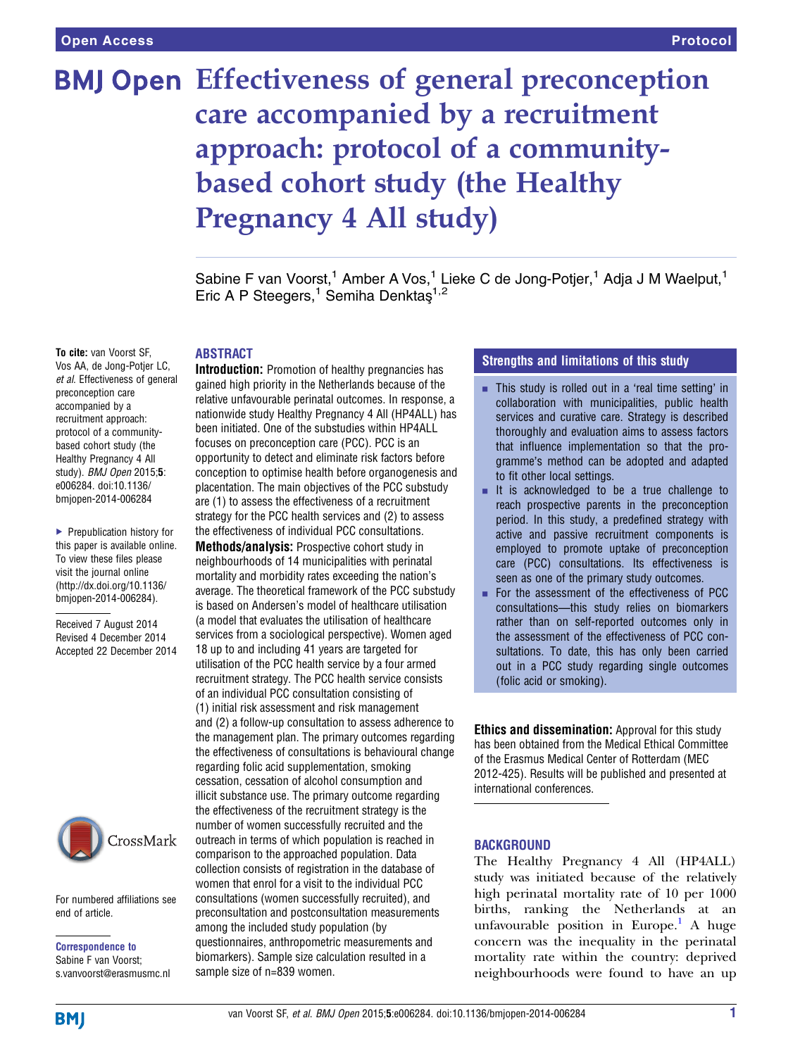Open Access | Protocol

# Effectiveness of general preconception care accompanied by a recruitment approach: protocol of a community-based cohort study (the Healthy Pregnancy 4 All study)

Sabine F van Voorst,[1] Amber A Vos,[1] Lieke C de Jong-Potjer,[1] Adja J M Waelput,[1] Eric A P Steegers,[1] Semiha Denktaş[1,2]

To cite: van Voorst SF, Vos AA, de Jong-Potjer LC, *et al*. Effectiveness of general preconception care accompanied by a recruitment approach: protocol of a community-based cohort study (the Healthy Pregnancy 4 All study). *BMJ Open* 2015;**5**: e006284. doi:10.1136/bmjopen-2014-006284

▸ Prepublication history for this paper is available online. To view these files please visit the journal online (http://dx.doi.org/10.1136/bmjopen-2014-006284).

Received 7 August 2014
Revised 4 December 2014
Accepted 22 December 2014

For numbered affiliations see end of article.

**Correspondence to**
Sabine F van Voorst;
s.vanvoorst@erasmusmc.nl

## ABSTRACT

**Introduction:** Promotion of healthy pregnancies has gained high priority in the Netherlands because of the relative unfavourable perinatal outcomes. In response, a nationwide study Healthy Pregnancy 4 All (HP4ALL) has been initiated. One of the substudies within HP4ALL focuses on preconception care (PCC). PCC is an opportunity to detect and eliminate risk factors before conception to optimise health before organogenesis and placentation. The main objectives of the PCC substudy are (1) to assess the effectiveness of a recruitment strategy for the PCC health services and (2) to assess the effectiveness of individual PCC consultations.

**Methods/analysis:** Prospective cohort study in neighbourhoods of 14 municipalities with perinatal mortality and morbidity rates exceeding the nation's average. The theoretical framework of the PCC substudy is based on Andersen's model of healthcare utilisation (a model that evaluates the utilisation of healthcare services from a sociological perspective). Women aged 18 up to and including 41 years are targeted for utilisation of the PCC health service by a four armed recruitment strategy. The PCC health service consists of an individual PCC consultation consisting of (1) initial risk assessment and risk management and (2) a follow-up consultation to assess adherence to the management plan. The primary outcomes regarding the effectiveness of consultations is behavioural change regarding folic acid supplementation, smoking cessation, cessation of alcohol consumption and illicit substance use. The primary outcome regarding the effectiveness of the recruitment strategy is the number of women successfully recruited and the outreach in terms of which population is reached in comparison to the approached population. Data collection consists of registration in the database of women that enrol for a visit to the individual PCC consultations (women successfully recruited), and preconsultation and postconsultation measurements among the included study population (by questionnaires, anthropometric measurements and biomarkers). Sample size calculation resulted in a sample size of n=839 women.

### Strengths and limitations of this study

- This study is rolled out in a 'real time setting' in collaboration with municipalities, public health services and curative care. Strategy is described thoroughly and evaluation aims to assess factors that influence implementation so that the programme's method can be adopted and adapted to fit other local settings.
- It is acknowledged to be a true challenge to reach prospective parents in the preconception period. In this study, a predefined strategy with active and passive recruitment components is employed to promote uptake of preconception care (PCC) consultations. Its effectiveness is seen as one of the primary study outcomes.
- For the assessment of the effectiveness of PCC consultations—this study relies on biomarkers rather than on self-reported outcomes only in the assessment of the effectiveness of PCC consultations. To date, this has only been carried out in a PCC study regarding single outcomes (folic acid or smoking).

**Ethics and dissemination:** Approval for this study has been obtained from the Medical Ethical Committee of the Erasmus Medical Center of Rotterdam (MEC 2012-425). Results will be published and presented at international conferences.

## BACKGROUND

The Healthy Pregnancy 4 All (HP4ALL) study was initiated because of the relatively high perinatal mortality rate of 10 per 1000 births, ranking the Netherlands at an unfavourable position in Europe.[1] A huge concern was the inequality in the perinatal mortality rate within the country: deprived neighbourhoods were found to have an up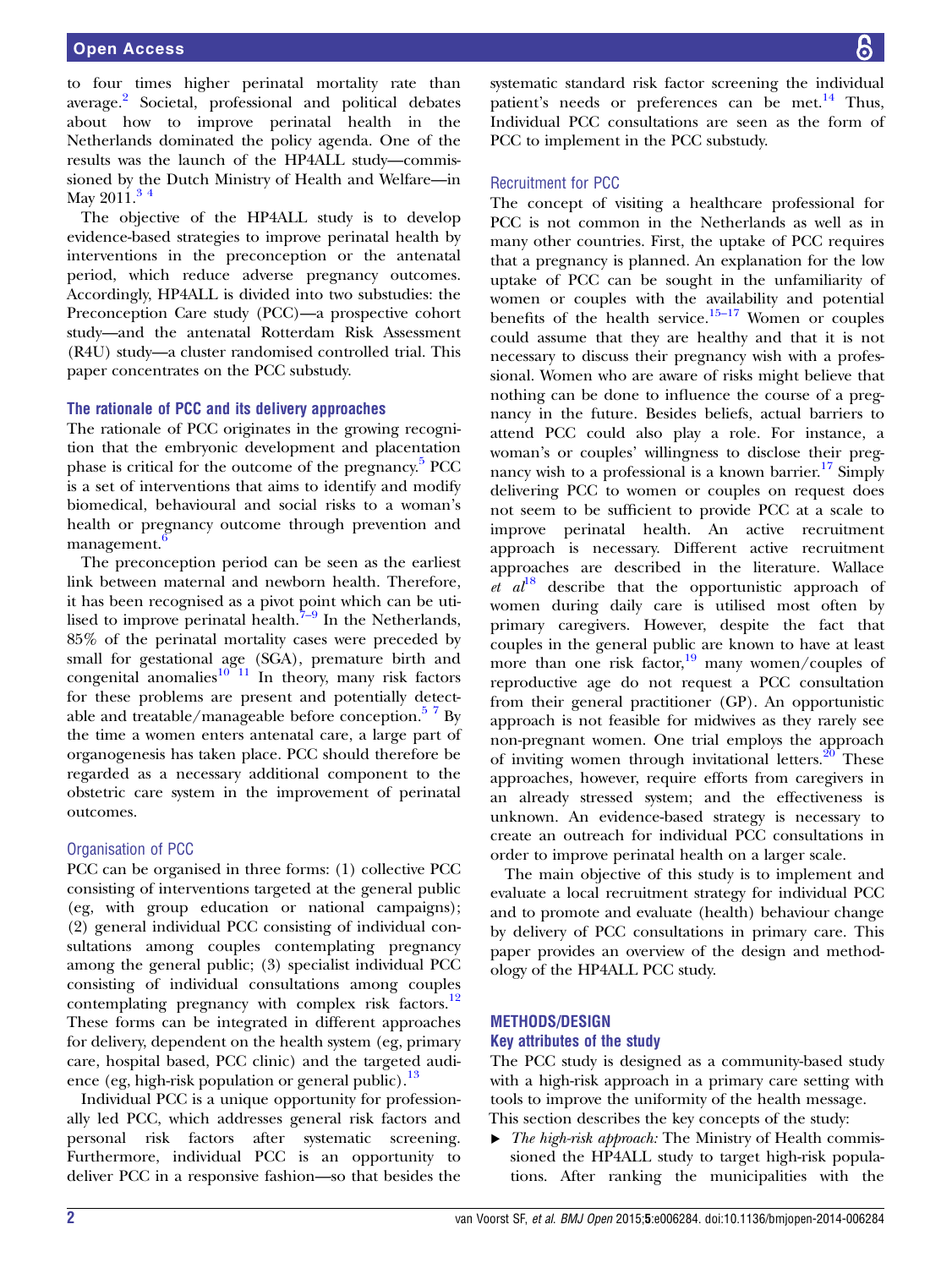to four times higher perinatal mortality rate than average.[2] Societal, professional and political debates about how to improve perinatal health in the Netherlands dominated the policy agenda. One of the results was the launch of the HP4ALL study—commissioned by the Dutch Ministry of Health and Welfare—in May 2011.[3 4]

The objective of the HP4ALL study is to develop evidence-based strategies to improve perinatal health by interventions in the preconception or the antenatal period, which reduce adverse pregnancy outcomes. Accordingly, HP4ALL is divided into two substudies: the Preconception Care study (PCC)—a prospective cohort study—and the antenatal Rotterdam Risk Assessment (R4U) study—a cluster randomised controlled trial. This paper concentrates on the PCC substudy.

### The rationale of PCC and its delivery approaches

The rationale of PCC originates in the growing recognition that the embryonic development and placentation phase is critical for the outcome of the pregnancy.[5] PCC is a set of interventions that aims to identify and modify biomedical, behavioural and social risks to a woman's health or pregnancy outcome through prevention and management.[6]

The preconception period can be seen as the earliest link between maternal and newborn health. Therefore, it has been recognised as a pivot point which can be utilised to improve perinatal health.[7–9] In the Netherlands, 85% of the perinatal mortality cases were preceded by small for gestational age (SGA), premature birth and congenital anomalies[10 11] In theory, many risk factors for these problems are present and potentially detectable and treatable/manageable before conception.[5 7] By the time a women enters antenatal care, a large part of organogenesis has taken place. PCC should therefore be regarded as a necessary additional component to the obstetric care system in the improvement of perinatal outcomes.

### Organisation of PCC

PCC can be organised in three forms: (1) collective PCC consisting of interventions targeted at the general public (eg, with group education or national campaigns); (2) general individual PCC consisting of individual consultations among couples contemplating pregnancy among the general public; (3) specialist individual PCC consisting of individual consultations among couples contemplating pregnancy with complex risk factors.[12] These forms can be integrated in different approaches for delivery, dependent on the health system (eg, primary care, hospital based, PCC clinic) and the targeted audience (eg, high-risk population or general public).[13]

Individual PCC is a unique opportunity for professionally led PCC, which addresses general risk factors and personal risk factors after systematic screening. Furthermore, individual PCC is an opportunity to deliver PCC in a responsive fashion—so that besides the systematic standard risk factor screening the individual patient's needs or preferences can be met.[14] Thus, Individual PCC consultations are seen as the form of PCC to implement in the PCC substudy.

### Recruitment for PCC

The concept of visiting a healthcare professional for PCC is not common in the Netherlands as well as in many other countries. First, the uptake of PCC requires that a pregnancy is planned. An explanation for the low uptake of PCC can be sought in the unfamiliarity of women or couples with the availability and potential benefits of the health service.[15–17] Women or couples could assume that they are healthy and that it is not necessary to discuss their pregnancy wish with a professional. Women who are aware of risks might believe that nothing can be done to influence the course of a pregnancy in the future. Besides beliefs, actual barriers to attend PCC could also play a role. For instance, a woman's or couples' willingness to disclose their pregnancy wish to a professional is a known barrier.[17] Simply delivering PCC to women or couples on request does not seem to be sufficient to provide PCC at a scale to improve perinatal health. An active recruitment approach is necessary. Different active recruitment approaches are described in the literature. Wallace *et al*[18] describe that the opportunistic approach of women during daily care is utilised most often by primary caregivers. However, despite the fact that couples in the general public are known to have at least more than one risk factor,[19] many women/couples of reproductive age do not request a PCC consultation from their general practitioner (GP). An opportunistic approach is not feasible for midwives as they rarely see non-pregnant women. One trial employs the approach of inviting women through invitational letters.[20] These approaches, however, require efforts from caregivers in an already stressed system; and the effectiveness is unknown. An evidence-based strategy is necessary to create an outreach for individual PCC consultations in order to improve perinatal health on a larger scale.

The main objective of this study is to implement and evaluate a local recruitment strategy for individual PCC and to promote and evaluate (health) behaviour change by delivery of PCC consultations in primary care. This paper provides an overview of the design and methodology of the HP4ALL PCC study.

## METHODS/DESIGN

### Key attributes of the study

The PCC study is designed as a community-based study with a high-risk approach in a primary care setting with tools to improve the uniformity of the health message.

This section describes the key concepts of the study:

- *The high-risk approach:* The Ministry of Health commissioned the HP4ALL study to target high-risk populations. After ranking the municipalities with the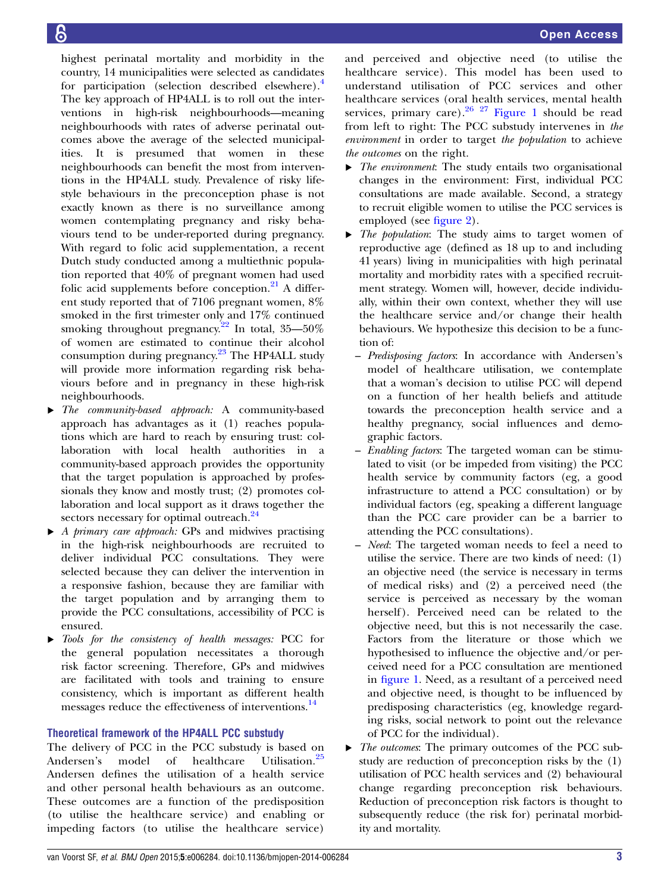highest perinatal mortality and morbidity in the country, 14 municipalities were selected as candidates for participation (selection described elsewhere).[4] The key approach of HP4ALL is to roll out the interventions in high-risk neighbourhoods—meaning neighbourhoods with rates of adverse perinatal outcomes above the average of the selected municipalities. It is presumed that women in these neighbourhoods can benefit the most from interventions in the HP4ALL study. Prevalence of risky lifestyle behaviours in the preconception phase is not exactly known as there is no surveillance among women contemplating pregnancy and risky behaviours tend to be under-reported during pregnancy. With regard to folic acid supplementation, a recent Dutch study conducted among a multiethnic population reported that 40% of pregnant women had used folic acid supplements before conception.[21] A different study reported that of 7106 pregnant women, 8% smoked in the first trimester only and 17% continued smoking throughout pregnancy.[22] In total, 35—50% of women are estimated to continue their alcohol consumption during pregnancy.[23] The HP4ALL study will provide more information regarding risk behaviours before and in pregnancy in these high-risk neighbourhoods.

- *The community-based approach:* A community-based approach has advantages as it (1) reaches populations which are hard to reach by ensuring trust: collaboration with local health authorities in a community-based approach provides the opportunity that the target population is approached by professionals they know and mostly trust; (2) promotes collaboration and local support as it draws together the sectors necessary for optimal outreach.[24]
- *A primary care approach:* GPs and midwives practising in the high-risk neighbourhoods are recruited to deliver individual PCC consultations. They were selected because they can deliver the intervention in a responsive fashion, because they are familiar with the target population and by arranging them to provide the PCC consultations, accessibility of PCC is ensured.
- *Tools for the consistency of health messages:* PCC for the general population necessitates a thorough risk factor screening. Therefore, GPs and midwives are facilitated with tools and training to ensure consistency, which is important as different health messages reduce the effectiveness of interventions.[14]

### Theoretical framework of the HP4ALL PCC substudy

The delivery of PCC in the PCC substudy is based on Andersen's model of healthcare Utilisation.[25] Andersen defines the utilisation of a health service and other personal health behaviours as an outcome. These outcomes are a function of the predisposition (to utilise the healthcare service) and enabling or impeding factors (to utilise the healthcare service) and perceived and objective need (to utilise the healthcare service). This model has been used to understand utilisation of PCC services and other healthcare services (oral health services, mental health services, primary care).[26 27] Figure 1 should be read from left to right: The PCC substudy intervenes in *the environment* in order to target *the population* to achieve *the outcomes* on the right.

- *The environment*: The study entails two organisational changes in the environment: First, individual PCC consultations are made available. Second, a strategy to recruit eligible women to utilise the PCC services is employed (see figure 2).
- *The population*: The study aims to target women of reproductive age (defined as 18 up to and including 41 years) living in municipalities with high perinatal mortality and morbidity rates with a specified recruitment strategy. Women will, however, decide individually, within their own context, whether they will use the healthcare service and/or change their health behaviours. We hypothesize this decision to be a function of:
  - *Predisposing factors*: In accordance with Andersen's model of healthcare utilisation, we contemplate that a woman's decision to utilise PCC will depend on a function of her health beliefs and attitude towards the preconception health service and a healthy pregnancy, social influences and demographic factors.
  - *Enabling factors*: The targeted woman can be stimulated to visit (or be impeded from visiting) the PCC health service by community factors (eg, a good infrastructure to attend a PCC consultation) or by individual factors (eg, speaking a different language than the PCC care provider can be a barrier to attending the PCC consultations).
  - *Need*: The targeted woman needs to feel a need to utilise the service. There are two kinds of need: (1) an objective need (the service is necessary in terms of medical risks) and (2) a perceived need (the service is perceived as necessary by the woman herself). Perceived need can be related to the objective need, but this is not necessarily the case. Factors from the literature or those which we hypothesised to influence the objective and/or perceived need for a PCC consultation are mentioned in figure 1. Need, as a resultant of a perceived need and objective need, is thought to be influenced by predisposing characteristics (eg, knowledge regarding risks, social network to point out the relevance of PCC for the individual).
- *The outcomes*: The primary outcomes of the PCC substudy are reduction of preconception risks by the (1) utilisation of PCC health services and (2) behavioural change regarding preconception risk behaviours. Reduction of preconception risk factors is thought to subsequently reduce (the risk for) perinatal morbidity and mortality.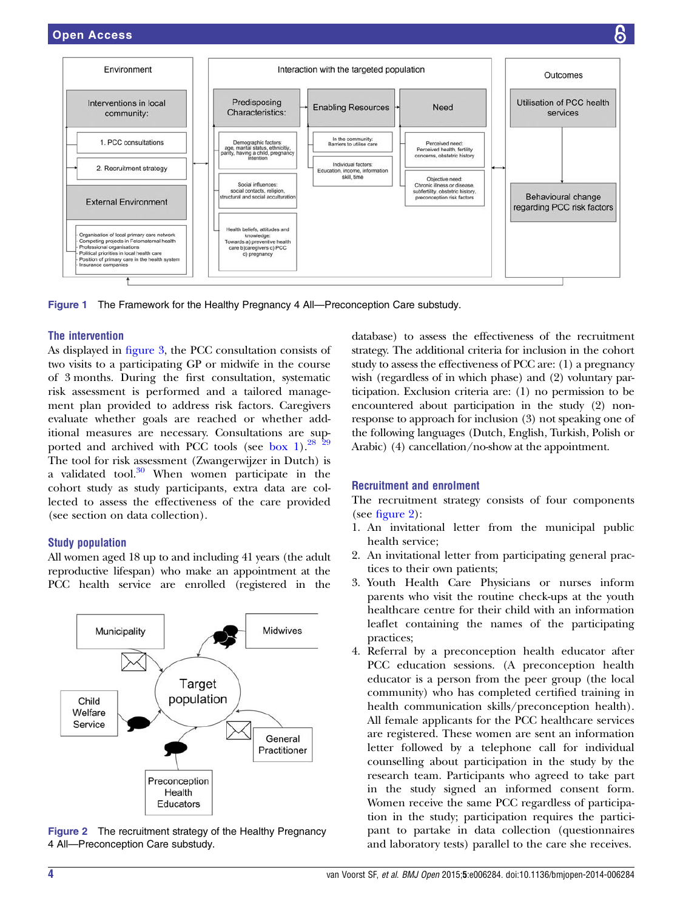Environment

Interventions in local community:

1. PCC consultations

2. Recruitment strategy

External Environment

Organisation of local primary care network
Competing projects in Fetomaternal health
Professional organisations
Political priorities in local health care
Position of primary care in the health system
Insurance companies

Interaction with the targeted population

Predisposing Characteristics:

Demographic factors: age, marital status, ethnicity, parity, having a child, pregnancy intention

Social influences: social contacts, religion, structural and social acculturation

Health beliefs, attitudes and knowledge: Towards a) preventive health care b)caregivers c) PCC c) pregnancy

Enabling Resources

In the community: Barriers to utilise care

Individual factors: Education, income, information skill, time

Need

Perceived need: Perceived health, fertility concerns, obstetric history

Objective need: Chronic illness or disease, subfertility, obstetric history, preconception risk factors

Outcomes

Utilisation of PCC health services

Behavioural change regarding PCC risk factors

**Figure 1** The Framework for the Healthy Pregnancy 4 All—Preconception Care substudy.

## The intervention

As displayed in figure 3, the PCC consultation consists of two visits to a participating GP or midwife in the course of 3 months. During the first consultation, systematic risk assessment is performed and a tailored management plan provided to address risk factors. Caregivers evaluate whether goals are reached or whether additional measures are necessary. Consultations are supported and archived with PCC tools (see box 1).[28 29] The tool for risk assessment (Zwangerwijzer in Dutch) is a validated tool.[30] When women participate in the cohort study as study participants, extra data are collected to assess the effectiveness of the care provided (see section on data collection).

## Study population

All women aged 18 up to and including 41 years (the adult reproductive lifespan) who make an appointment at the PCC health service are enrolled (registered in the database) to assess the effectiveness of the recruitment strategy. The additional criteria for inclusion in the cohort study to assess the effectiveness of PCC are: (1) a pregnancy wish (regardless of in which phase) and (2) voluntary participation. Exclusion criteria are: (1) no permission to be encountered about participation in the study (2) non-response to approach for inclusion (3) not speaking one of the following languages (Dutch, English, Turkish, Polish or Arabic) (4) cancellation/no-show at the appointment.

Municipality

Midwives

Target population

Child Welfare Service

General Practitioner

Preconception Health Educators

**Figure 2** The recruitment strategy of the Healthy Pregnancy 4 All—Preconception Care substudy.

## Recruitment and enrolment

The recruitment strategy consists of four components (see figure 2):

1. An invitational letter from the municipal public health service;
2. An invitational letter from participating general practices to their own patients;
3. Youth Health Care Physicians or nurses inform parents who visit the routine check-ups at the youth healthcare centre for their child with an information leaflet containing the names of the participating practices;
4. Referral by a preconception health educator after PCC education sessions. (A preconception health educator is a person from the peer group (the local community) who has completed certified training in health communication skills/preconception health). All female applicants for the PCC healthcare services are registered. These women are sent an information letter followed by a telephone call for individual counselling about participation in the study by the research team. Participants who agreed to take part in the study signed an informed consent form. Women receive the same PCC regardless of participation in the study; participation requires the participant to partake in data collection (questionnaires and laboratory tests) parallel to the care she receives.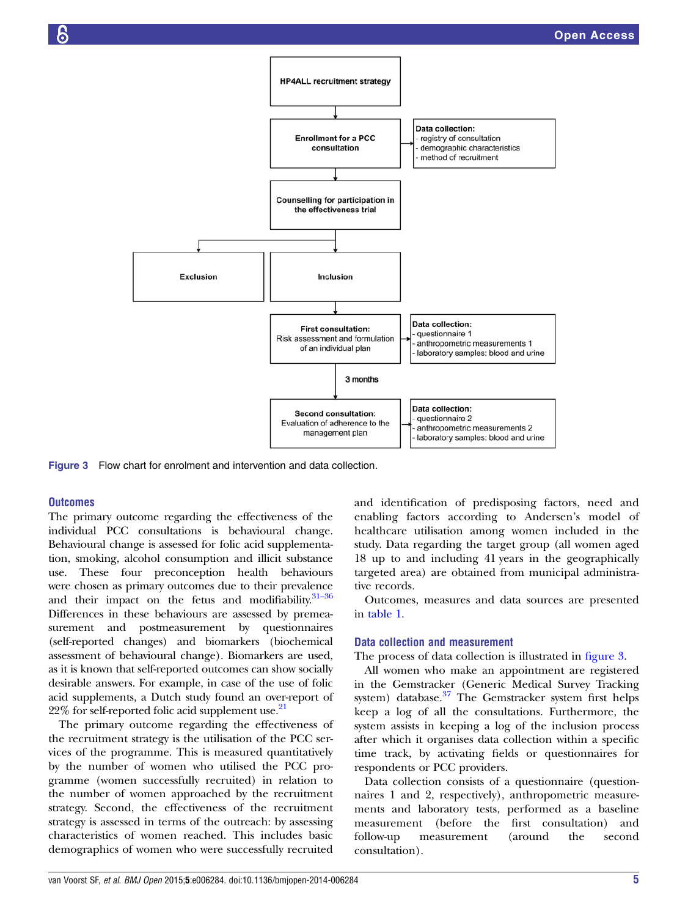HP4ALL recruitment strategy

Enrollment for a PCC consultation

Data collection:
- registry of consultation
- demographic characteristics
- method of recruitment

Counselling for participation in the effectiveness trial

Exclusion

Inclusion

First consultation: Risk assessment and formulation of an individual plan

Data collection:
- questionnaire 1
- anthropometric measurements 1
- laboratory samples: blood and urine

3 months

Second consultation: Evaluation of adherence to the management plan

Data collection:
- questionnaire 2
- anthropometric measurements 2
- laboratory samples: blood and urine

**Figure 3** Flow chart for enrolment and intervention and data collection.

## Outcomes

The primary outcome regarding the effectiveness of the individual PCC consultations is behavioural change. Behavioural change is assessed for folic acid supplementation, smoking, alcohol consumption and illicit substance use. These four preconception health behaviours were chosen as primary outcomes due to their prevalence and their impact on the fetus and modifiability.[31–36] Differences in these behaviours are assessed by premeasurement and postmeasurement by questionnaires (self-reported changes) and biomarkers (biochemical assessment of behavioural change). Biomarkers are used, as it is known that self-reported outcomes can show socially desirable answers. For example, in case of the use of folic acid supplements, a Dutch study found an over-report of 22% for self-reported folic acid supplement use.[21]

The primary outcome regarding the effectiveness of the recruitment strategy is the utilisation of the PCC services of the programme. This is measured quantitatively by the number of women who utilised the PCC programme (women successfully recruited) in relation to the number of women approached by the recruitment strategy. Second, the effectiveness of the recruitment strategy is assessed in terms of the outreach: by assessing characteristics of women reached. This includes basic demographics of women who were successfully recruited and identification of predisposing factors, need and enabling factors according to Andersen's model of healthcare utilisation among women included in the study. Data regarding the target group (all women aged 18 up to and including 41 years in the geographically targeted area) are obtained from municipal administrative records.

Outcomes, measures and data sources are presented in table 1.

## Data collection and measurement

The process of data collection is illustrated in figure 3.

All women who make an appointment are registered in the Gemstracker (Generic Medical Survey Tracking system) database.[37] The Gemstracker system first helps keep a log of all the consultations. Furthermore, the system assists in keeping a log of the inclusion process after which it organises data collection within a specific time track, by activating fields or questionnaires for respondents or PCC providers.

Data collection consists of a questionnaire (questionnaires 1 and 2, respectively), anthropometric measurements and laboratory tests, performed as a baseline measurement (before the first consultation) and follow-up measurement (around the second consultation).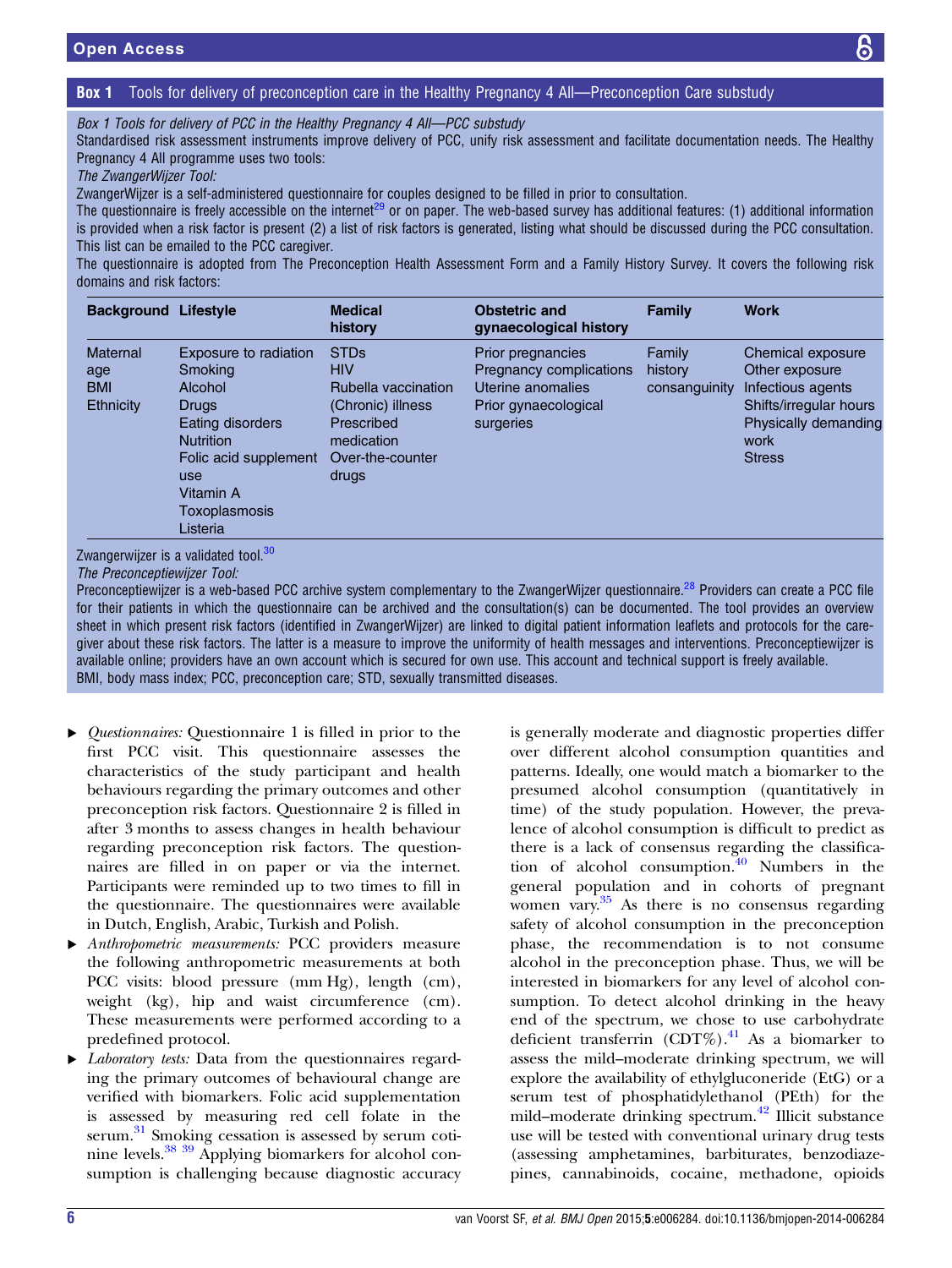**Box 1** Tools for delivery of preconception care in the Healthy Pregnancy 4 All—Preconception Care substudy

*Box 1 Tools for delivery of PCC in the Healthy Pregnancy 4 All—PCC substudy*

Standardised risk assessment instruments improve delivery of PCC, unify risk assessment and facilitate documentation needs. The Healthy Pregnancy 4 All programme uses two tools:

*The ZwangerWijzer Tool:*

ZwangerWijzer is a self-administered questionnaire for couples designed to be filled in prior to consultation.

The questionnaire is freely accessible on the internet[29] or on paper. The web-based survey has additional features: (1) additional information is provided when a risk factor is present (2) a list of risk factors is generated, listing what should be discussed during the PCC consultation. This list can be emailed to the PCC caregiver.

The questionnaire is adopted from The Preconception Health Assessment Form and a Family History Survey. It covers the following risk domains and risk factors:

| Background | Lifestyle | Medical history | Obstetric and gynaecological history | Family | Work |
|---|---|---|---|---|---|
| Maternal age<br>BMI<br>Ethnicity | Exposure to radiation<br>Smoking<br>Alcohol<br>Drugs<br>Eating disorders<br>Nutrition<br>Folic acid supplement use<br>Vitamin A<br>Toxoplasmosis<br>Listeria | STDs<br>HIV<br>Rubella vaccination<br>(Chronic) illness<br>Prescribed medication<br>Over-the-counter drugs | Prior pregnancies<br>Pregnancy complications<br>Uterine anomalies<br>Prior gynaecological surgeries | Family history<br>consanguinity | Chemical exposure<br>Other exposure<br>Infectious agents<br>Shifts/irregular hours<br>Physically demanding work<br>Stress |

Zwangerwijzer is a validated tool.[30]

*The Preconceptiewijzer Tool:*

Preconceptiewijzer is a web-based PCC archive system complementary to the ZwangerWijzer questionnaire.[28] Providers can create a PCC file for their patients in which the questionnaire can be archived and the consultation(s) can be documented. The tool provides an overview sheet in which present risk factors (identified in ZwangerWijzer) are linked to digital patient information leaflets and protocols for the caregiver about these risk factors. The latter is a measure to improve the uniformity of health messages and interventions. Preconceptiewijzer is available online; providers have an own account which is secured for own use. This account and technical support is freely available.

BMI, body mass index; PCC, preconception care; STD, sexually transmitted diseases.

- *Questionnaires:* Questionnaire 1 is filled in prior to the first PCC visit. This questionnaire assesses the characteristics of the study participant and health behaviours regarding the primary outcomes and other preconception risk factors. Questionnaire 2 is filled in after 3 months to assess changes in health behaviour regarding preconception risk factors. The questionnaires are filled in on paper or via the internet. Participants were reminded up to two times to fill in the questionnaire. The questionnaires were available in Dutch, English, Arabic, Turkish and Polish.
- *Anthropometric measurements:* PCC providers measure the following anthropometric measurements at both PCC visits: blood pressure (mm Hg), length (cm), weight (kg), hip and waist circumference (cm). These measurements were performed according to a predefined protocol.
- *Laboratory tests:* Data from the questionnaires regarding the primary outcomes of behavioural change are verified with biomarkers. Folic acid supplementation is assessed by measuring red cell folate in the serum.[31] Smoking cessation is assessed by serum cotinine levels.[38 39] Applying biomarkers for alcohol consumption is challenging because diagnostic accuracy is generally moderate and diagnostic properties differ over different alcohol consumption quantities and patterns. Ideally, one would match a biomarker to the presumed alcohol consumption (quantitatively in time) of the study population. However, the prevalence of alcohol consumption is difficult to predict as there is a lack of consensus regarding the classification of alcohol consumption.[40] Numbers in the general population and in cohorts of pregnant women vary.[35] As there is no consensus regarding safety of alcohol consumption in the preconception phase, the recommendation is to not consume alcohol in the preconception phase. Thus, we will be interested in biomarkers for any level of alcohol consumption. To detect alcohol drinking in the heavy end of the spectrum, we chose to use carbohydrate deficient transferrin (CDT%).[41] As a biomarker to assess the mild–moderate drinking spectrum, we will explore the availability of ethylgluconeride (EtG) or a serum test of phosphatidylethanol (PEth) for the mild–moderate drinking spectrum.[42] Illicit substance use will be tested with conventional urinary drug tests (assessing amphetamines, barbiturates, benzodiazepines, cannabinoids, cocaine, methadone, opioids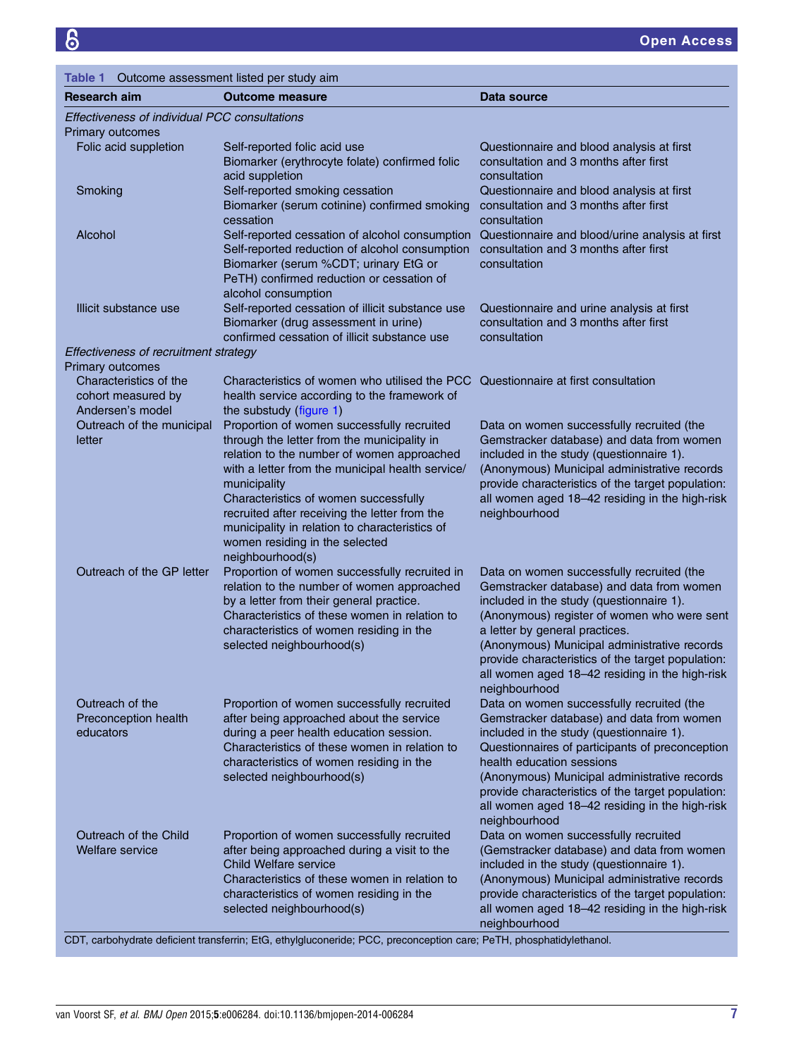**Table 1** Outcome assessment listed per study aim

| Research aim | Outcome measure | Data source |
|---|---|---|
| *Effectiveness of individual PCC consultations* | | |
| Primary outcomes | | |
| Folic acid suppletion | Self-reported folic acid use<br>Biomarker (erythrocyte folate) confirmed folic acid suppletion | Questionnaire and blood analysis at first consultation and 3 months after first consultation |
| Smoking | Self-reported smoking cessation<br>Biomarker (serum cotinine) confirmed smoking cessation | Questionnaire and blood analysis at first consultation and 3 months after first consultation |
| Alcohol | Self-reported cessation of alcohol consumption<br>Self-reported reduction of alcohol consumption<br>Biomarker (serum %CDT; urinary EtG or PeTH) confirmed reduction or cessation of alcohol consumption | Questionnaire and blood/urine analysis at first consultation and 3 months after first consultation |
| Illicit substance use | Self-reported cessation of illicit substance use<br>Biomarker (drug assessment in urine) confirmed cessation of illicit substance use | Questionnaire and urine analysis at first consultation and 3 months after first consultation |
| *Effectiveness of recruitment strategy* | | |
| Primary outcomes | | |
| Characteristics of the cohort measured by Andersen's model | Characteristics of women who utilised the PCC health service according to the framework of the substudy (figure 1) | Questionnaire at first consultation |
| Outreach of the municipal letter | Proportion of women successfully recruited through the letter from the municipality in relation to the number of women approached with a letter from the municipal health service/municipality<br>Characteristics of women successfully recruited after receiving the letter from the municipality in relation to characteristics of women residing in the selected neighbourhood(s) | Data on women successfully recruited (the Gemstracker database) and data from women included in the study (questionnaire 1).<br>(Anonymous) Municipal administrative records provide characteristics of the target population: all women aged 18–42 residing in the high-risk neighbourhood |
| Outreach of the GP letter | Proportion of women successfully recruited in relation to the number of women approached by a letter from their general practice.<br>Characteristics of these women in relation to characteristics of women residing in the selected neighbourhood(s) | Data on women successfully recruited (the Gemstracker database) and data from women included in the study (questionnaire 1).<br>(Anonymous) register of women who were sent a letter by general practices.<br>(Anonymous) Municipal administrative records provide characteristics of the target population: all women aged 18–42 residing in the high-risk neighbourhood |
| Outreach of the Preconception health educators | Proportion of women successfully recruited after being approached about the service during a peer health education session.<br>Characteristics of these women in relation to characteristics of women residing in the selected neighbourhood(s) | Data on women successfully recruited (the Gemstracker database) and data from women included in the study (questionnaire 1).<br>Questionnaires of participants of preconception health education sessions<br>(Anonymous) Municipal administrative records provide characteristics of the target population: all women aged 18–42 residing in the high-risk neighbourhood |
| Outreach of the Child Welfare service | Proportion of women successfully recruited after being approached during a visit to the Child Welfare service<br>Characteristics of these women in relation to characteristics of women residing in the selected neighbourhood(s) | Data on women successfully recruited (Gemstracker database) and data from women included in the study (questionnaire 1).<br>(Anonymous) Municipal administrative records provide characteristics of the target population: all women aged 18–42 residing in the high-risk neighbourhood |

CDT, carbohydrate deficient transferrin; EtG, ethylglucoronide; PCC, preconception care; PeTH, phosphatidylethanol.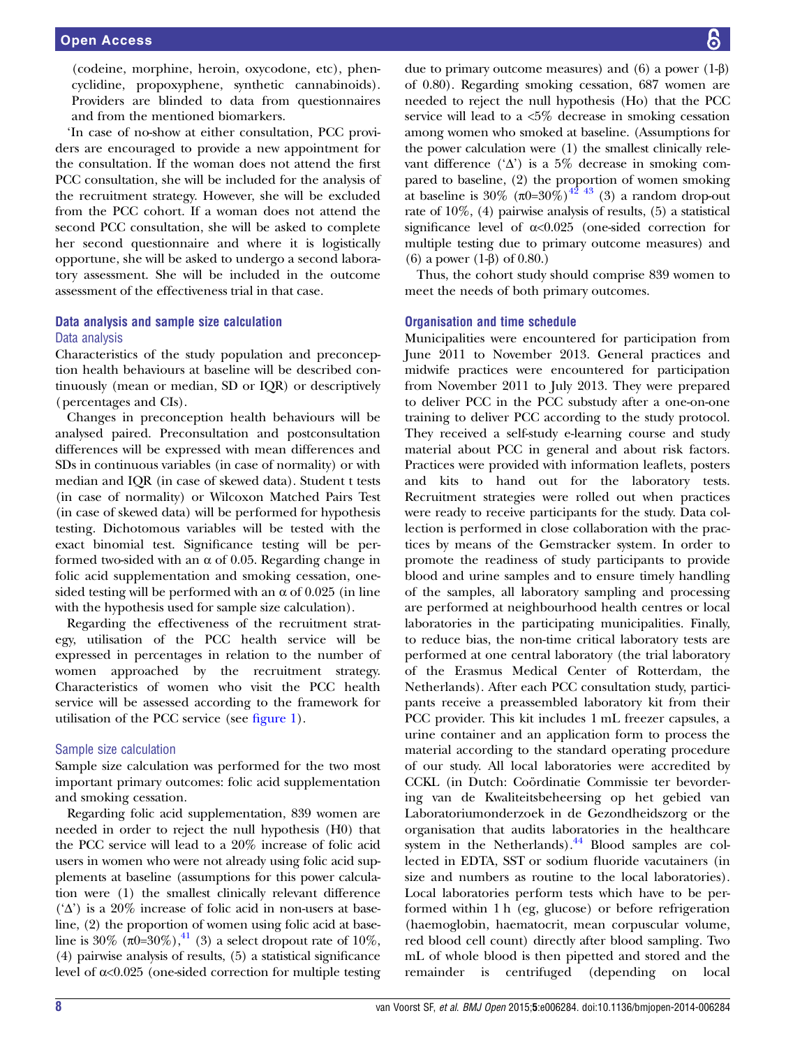(codeine, morphine, heroin, oxycodone, etc), phencyclidine, propoxyphene, synthetic cannabinoids). Providers are blinded to data from questionnaires and from the mentioned biomarkers.

'In case of no-show at either consultation, PCC providers are encouraged to provide a new appointment for the consultation. If the woman does not attend the first PCC consultation, she will be included for the analysis of the recruitment strategy. However, she will be excluded from the PCC cohort. If a woman does not attend the second PCC consultation, she will be asked to complete her second questionnaire and where it is logistically opportune, she will be asked to undergo a second laboratory assessment. She will be included in the outcome assessment of the effectiveness trial in that case.

## Data analysis and sample size calculation

### Data analysis

Characteristics of the study population and preconception health behaviours at baseline will be described continuously (mean or median, SD or IQR) or descriptively (percentages and CIs).

Changes in preconception health behaviours will be analysed paired. Preconsultation and postconsultation differences will be expressed with mean differences and SDs in continuous variables (in case of normality) or with median and IQR (in case of skewed data). Student t tests (in case of normality) or Wilcoxon Matched Pairs Test (in case of skewed data) will be performed for hypothesis testing. Dichotomous variables will be tested with the exact binomial test. Significance testing will be performed two-sided with an $\alpha$ of 0.05. Regarding change in folic acid supplementation and smoking cessation, one-sided testing will be performed with an $\alpha$ of 0.025 (in line with the hypothesis used for sample size calculation).

Regarding the effectiveness of the recruitment strategy, utilisation of the PCC health service will be expressed in percentages in relation to the number of women approached by the recruitment strategy. Characteristics of women who visit the PCC health service will be assessed according to the framework for utilisation of the PCC service (see figure 1).

### Sample size calculation

Sample size calculation was performed for the two most important primary outcomes: folic acid supplementation and smoking cessation.

Regarding folic acid supplementation, 839 women are needed in order to reject the null hypothesis (H0) that the PCC service will lead to a 20% increase of folic acid users in women who were not already using folic acid supplements at baseline (assumptions for this power calculation were (1) the smallest clinically relevant difference ('$\Delta$') is a 20% increase of folic acid in non-users at baseline, (2) the proportion of women using folic acid at baseline is 30% ($\pi 0$=30%),[41] (3) a select dropout rate of 10%, (4) pairwise analysis of results, (5) a statistical significance level of $\alpha$<0.025 (one-sided correction for multiple testing due to primary outcome measures) and (6) a power (1-$\beta$) of 0.80). Regarding smoking cessation, 687 women are needed to reject the null hypothesis (Ho) that the PCC service will lead to a <5% decrease in smoking cessation among women who smoked at baseline. (Assumptions for the power calculation were (1) the smallest clinically relevant difference ('$\Delta$') is a 5% decrease in smoking compared to baseline, (2) the proportion of women smoking at baseline is 30% ($\pi 0$=30%)[42 43] (3) a random drop-out rate of 10%, (4) pairwise analysis of results, (5) a statistical significance level of $\alpha$<0.025 (one-sided correction for multiple testing due to primary outcome measures) and (6) a power (1-$\beta$) of 0.80.)

Thus, the cohort study should comprise 839 women to meet the needs of both primary outcomes.

## Organisation and time schedule

Municipalities were encountered for participation from June 2011 to November 2013. General practices and midwife practices were encountered for participation from November 2011 to July 2013. They were prepared to deliver PCC in the PCC substudy after a one-on-one training to deliver PCC according to the study protocol. They received a self-study e-learning course and study material about PCC in general and about risk factors. Practices were provided with information leaflets, posters and kits to hand out for the laboratory tests. Recruitment strategies were rolled out when practices were ready to receive participants for the study. Data collection is performed in close collaboration with the practices by means of the Gemstracker system. In order to promote the readiness of study participants to provide blood and urine samples and to ensure timely handling of the samples, all laboratory sampling and processing are performed at neighbourhood health centres or local laboratories in the participating municipalities. Finally, to reduce bias, the non-time critical laboratory tests are performed at one central laboratory (the trial laboratory of the Erasmus Medical Center of Rotterdam, the Netherlands). After each PCC consultation study, participants receive a preassembled laboratory kit from their PCC provider. This kit includes 1 mL freezer capsules, a urine container and an application form to process the material according to the standard operating procedure of our study. All local laboratories were accredited by CCKL (in Dutch: Coördinatie Commissie ter bevordering van de Kwaliteitsbeheersing op het gebied van Laboratoriumonderzoek in de Gezondheidszorg or the organisation that audits laboratories in the healthcare system in the Netherlands).[44] Blood samples are collected in EDTA, SST or sodium fluoride vacutainers (in size and numbers as routine to the local laboratories). Local laboratories perform tests which have to be performed within 1 h (eg, glucose) or before refrigeration (haemoglobin, haematocrit, mean corpuscular volume, red blood cell count) directly after blood sampling. Two mL of whole blood is then pipetted and stored and the remainder is centrifuged (depending on local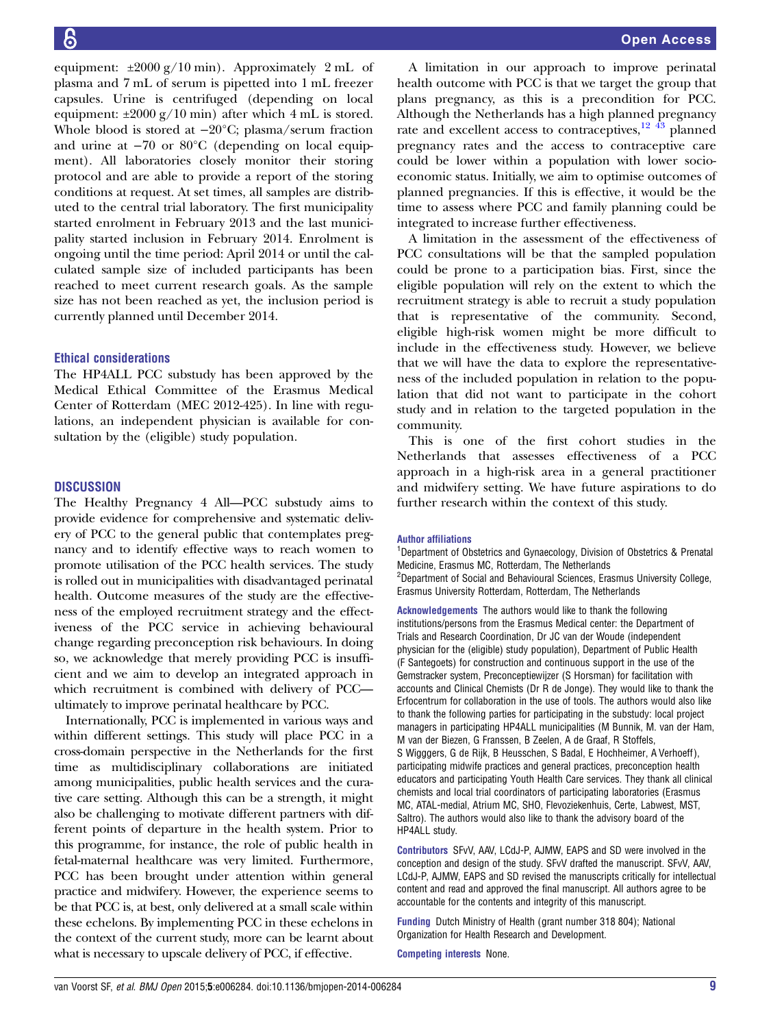equipment: ±2000 g/10 min). Approximately 2 mL of plasma and 7 mL of serum is pipetted into 1 mL freezer capsules. Urine is centrifuged (depending on local equipment: ±2000 g/10 min) after which 4 mL is stored. Whole blood is stored at −20°C; plasma/serum fraction and urine at −70 or 80°C (depending on local equipment). All laboratories closely monitor their storing protocol and are able to provide a report of the storing conditions at request. At set times, all samples are distributed to the central trial laboratory. The first municipality started enrolment in February 2013 and the last municipality started inclusion in February 2014. Enrolment is ongoing until the time period: April 2014 or until the calculated sample size of included participants has been reached to meet current research goals. As the sample size has not been reached as yet, the inclusion period is currently planned until December 2014.

### Ethical considerations

The HP4ALL PCC substudy has been approved by the Medical Ethical Committee of the Erasmus Medical Center of Rotterdam (MEC 2012-425). In line with regulations, an independent physician is available for consultation by the (eligible) study population.

## DISCUSSION

The Healthy Pregnancy 4 All—PCC substudy aims to provide evidence for comprehensive and systematic delivery of PCC to the general public that contemplates pregnancy and to identify effective ways to reach women to promote utilisation of the PCC health services. The study is rolled out in municipalities with disadvantaged perinatal health. Outcome measures of the study are the effectiveness of the employed recruitment strategy and the effectiveness of the PCC service in achieving behavioural change regarding preconception risk behaviours. In doing so, we acknowledge that merely providing PCC is insufficient and we aim to develop an integrated approach in which recruitment is combined with delivery of PCC—ultimately to improve perinatal healthcare by PCC.

Internationally, PCC is implemented in various ways and within different settings. This study will place PCC in a cross-domain perspective in the Netherlands for the first time as multidisciplinary collaborations are initiated among municipalities, public health services and the curative care setting. Although this can be a strength, it might also be challenging to motivate different partners with different points of departure in the health system. Prior to this programme, for instance, the role of public health in fetal-maternal healthcare was very limited. Furthermore, PCC has been brought under attention within general practice and midwifery. However, the experience seems to be that PCC is, at best, only delivered at a small scale within these echelons. By implementing PCC in these echelons in the context of the current study, more can be learnt about what is necessary to upscale delivery of PCC, if effective.

A limitation in our approach to improve perinatal health outcome with PCC is that we target the group that plans pregnancy, as this is a precondition for PCC. Although the Netherlands has a high planned pregnancy rate and excellent access to contraceptives,[12 43] planned pregnancy rates and the access to contraceptive care could be lower within a population with lower socioeconomic status. Initially, we aim to optimise outcomes of planned pregnancies. If this is effective, it would be the time to assess where PCC and family planning could be integrated to increase further effectiveness.

A limitation in the assessment of the effectiveness of PCC consultations will be that the sampled population could be prone to a participation bias. First, since the eligible population will rely on the extent to which the recruitment strategy is able to recruit a study population that is representative of the community. Second, eligible high-risk women might be more difficult to include in the effectiveness study. However, we believe that we will have the data to explore the representativeness of the included population in relation to the population that did not want to participate in the cohort study and in relation to the targeted population in the community.

This is one of the first cohort studies in the Netherlands that assesses effectiveness of a PCC approach in a high-risk area in a general practitioner and midwifery setting. We have future aspirations to do further research within the context of this study.

**Author affiliations**
[1]Department of Obstetrics and Gynaecology, Division of Obstetrics & Prenatal Medicine, Erasmus MC, Rotterdam, The Netherlands
[2]Department of Social and Behavioural Sciences, Erasmus University College, Erasmus University Rotterdam, Rotterdam, The Netherlands

**Acknowledgements** The authors would like to thank the following institutions/persons from the Erasmus Medical center: the Department of Trials and Research Coordination, Dr JC van der Woude (independent physician for the (eligible) study population), Department of Public Health (F Santegoets) for construction and continuous support in the use of the Gemstracker system, Preconceptiewijzer (S Horsman) for facilitation with accounts and Clinical Chemists (Dr R de Jonge). They would like to thank the Erfocentrum for collaboration in the use of tools. The authors would also like to thank the following parties for participating in the substudy: local project managers in participating HP4ALL municipalities (M Bunnik, M. van der Ham, M van der Biezen, G Franssen, B Zeelen, A de Graaf, R Stoffels, S Wigggers, G de Rijk, B Heusschen, S Badal, E Hochheimer, A Verhoeff), participating midwife practices and general practices, preconception health educators and participating Youth Health Care services. They thank all clinical chemists and local trial coordinators of participating laboratories (Erasmus MC, ATAL-medial, Atrium MC, SHO, Flevoziekenhuis, Certe, Labwest, MST, Saltro). The authors would also like to thank the advisory board of the HP4ALL study.

**Contributors** SFvV, AAV, LCdJ-P, AJMW, EAPS and SD were involved in the conception and design of the study. SFvV drafted the manuscript. SFvV, AAV, LCdJ-P, AJMW, EAPS and SD revised the manuscripts critically for intellectual content and read and approved the final manuscript. All authors agree to be accountable for the contents and integrity of this manuscript.

**Funding** Dutch Ministry of Health (grant number 318 804); National Organization for Health Research and Development.

**Competing interests** None.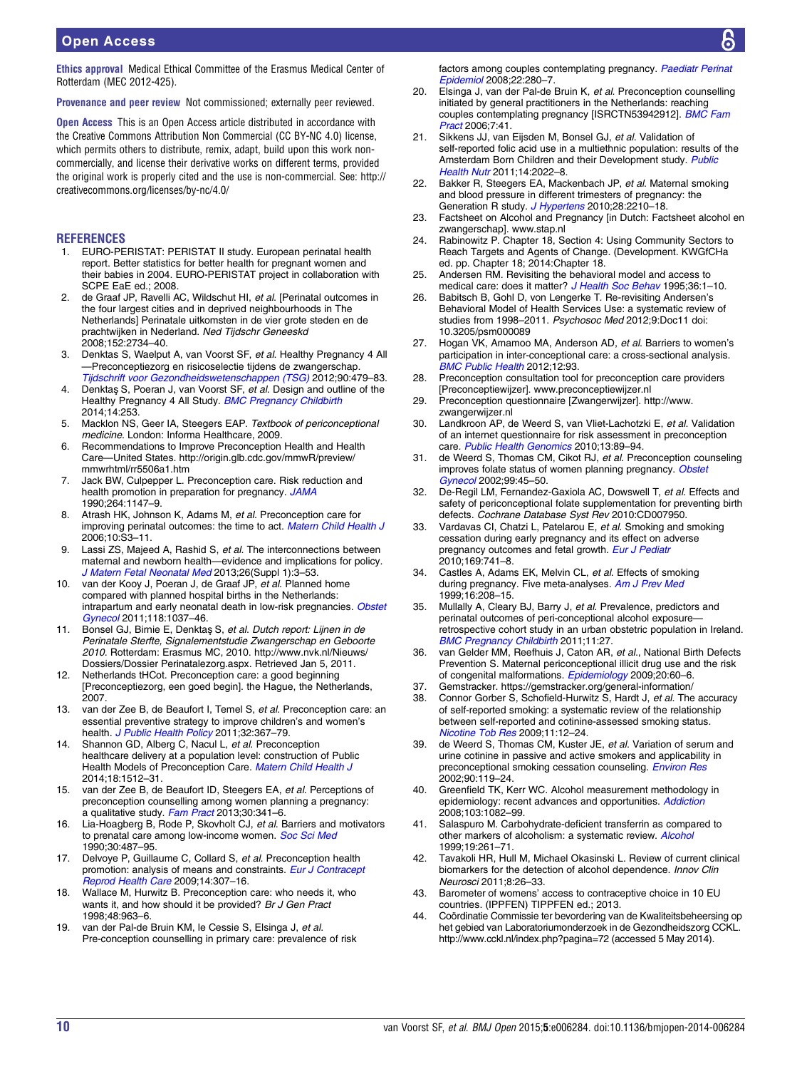**Ethics approval** Medical Ethical Committee of the Erasmus Medical Center of Rotterdam (MEC 2012-425).

**Provenance and peer review** Not commissioned; externally peer reviewed.

**Open Access** This is an Open Access article distributed in accordance with the Creative Commons Attribution Non Commercial (CC BY-NC 4.0) license, which permits others to distribute, remix, adapt, build upon this work non-commercially, and license their derivative works on different terms, provided the original work is properly cited and the use is non-commercial. See: http://creativecommons.org/licenses/by-nc/4.0/

## REFERENCES

1. EURO-PERISTAT: PERISTAT II study. European perinatal health report. Better statistics for better health for pregnant women and their babies in 2004. EURO-PERISTAT project in collaboration with SCPE EaE ed.; 2008.
2. de Graaf JP, Ravelli AC, Wildschut HI, *et al.* [Perinatal outcomes in the four largest cities and in deprived neighbourhoods in The Netherlands] Perinatale uitkomsten in de vier grote steden en de prachtwijken in Nederland. *Ned Tijdschr Geneeskd* 2008;152:2734–40.
3. Denktas S, Waelput A, van Voorst SF, *et al.* Healthy Pregnancy 4 All—Preconceptiezorg en risicoselectie tijdens de zwangerschap. *Tijdschrift voor Gezondheidswetenschappen (TSG)* 2012;90:479–83.
4. Denktaş S, Poeran J, van Voorst SF, *et al.* Design and outline of the Healthy Pregnancy 4 All Study. *BMC Pregnancy Childbirth* 2014;14:253.
5. Macklon NS, Geer IA, Steegers EAP. *Textbook of periconceptional medicine*. London: Informa Healthcare, 2009.
6. Recommendations to Improve Preconception Health and Health Care—United States. http://origin.glb.cdc.gov/mmwR/preview/mmwrhtml/rr5506a1.htm
7. Jack BW, Culpepper L. Preconception care. Risk reduction and health promotion in preparation for pregnancy. *JAMA* 1990;264:1147–9.
8. Atrash HK, Johnson K, Adams M, *et al.* Preconception care for improving perinatal outcomes: the time to act. *Matern Child Health J* 2006;10:S3–11.
9. Lassi ZS, Majeed A, Rashid S, *et al.* The interconnections between maternal and newborn health—evidence and implications for policy. *J Matern Fetal Neonatal Med* 2013;26(Suppl 1):3–53.
10. van der Kooy J, Poeran J, de Graaf JP, *et al.* Planned home compared with planned hospital births in the Netherlands: intrapartum and early neonatal death in low-risk pregnancies. *Obstet Gynecol* 2011;118:1037–46.
11. Bonsel GJ, Birnie E, Denktaş S, *et al. Dutch report: Lijnen in de Perinatale Sterfte, Signalementstudie Zwangerschap en Geboorte 2010*. Rotterdam: Erasmus MC, 2010. http://www.nvk.nl/Nieuws/Dossiers/Dossier Perinatalezorg.aspx. Retrieved Jan 5, 2011.
12. Netherlands tHCot. Preconception care: a good beginning [Preconceptiezorg, een goed begin]. the Hague, the Netherlands, 2007.
13. van der Zee B, de Beaufort I, Temel S, *et al.* Preconception care: an essential preventive strategy to improve children's and women's health. *J Public Health Policy* 2011;32:367–79.
14. Shannon GD, Alberg C, Nacul L, *et al.* Preconception healthcare delivery at a population level: construction of Public Health Models of Preconception Care. *Matern Child Health J* 2014;18:1512–31.
15. van der Zee B, de Beaufort ID, Steegers EA, *et al.* Perceptions of preconception counselling among women planning a pregnancy: a qualitative study. *Fam Pract* 2013;30:341–6.
16. Lia-Hoagberg B, Rode P, Skovholt CJ, *et al.* Barriers and motivators to prenatal care among low-income women. *Soc Sci Med* 1990;30:487–95.
17. Delvoye P, Guillaume C, Collard S, *et al.* Preconception health promotion: analysis of means and constraints. *Eur J Contracept Reprod Health Care* 2009;14:307–16.
18. Wallace M, Hurwitz B. Preconception care: who needs it, who wants it, and how should it be provided? *Br J Gen Pract* 1998;48:963–6.
19. van der Pal-de Bruin KM, le Cessie S, Elsinga J, *et al.* Pre-conception counselling in primary care: prevalence of risk factors among couples contemplating pregnancy. *Paediatr Perinat Epidemiol* 2008;22:280–7.
20. Elsinga J, van der Pal-de Bruin K, *et al.* Preconception counselling initiated by general practitioners in the Netherlands: reaching couples contemplating pregnancy [ISRCTN53942912]. *BMC Fam Pract* 2006;7:41.
21. Sikkens JJ, van Eijsden M, Bonsel GJ, *et al.* Validation of self-reported folic acid use in a multiethnic population: results of the Amsterdam Born Children and their Development study. *Public Health Nutr* 2011;14:2022–8.
22. Bakker R, Steegers EA, Mackenbach JP, *et al.* Maternal smoking and blood pressure in different trimesters of pregnancy: the Generation R study. *J Hypertens* 2010;28:2210–18.
23. Factsheet on Alcohol and Pregnancy [in Dutch: Factsheet alcohol en zwangerschap]. www.stap.nl
24. Rabinowitz P. Chapter 18, Section 4: Using Community Sectors to Reach Targets and Agents of Change. (Development. KWGfCHa ed. pp. Chapter 18; 2014:Chapter 18.
25. Andersen RM. Revisiting the behavioral model and access to medical care: does it matter? *J Health Soc Behav* 1995;36:1–10.
26. Babitsch B, Gohl D, von Lengerke T. Re-revisiting Andersen's Behavioral Model of Health Services Use: a systematic review of studies from 1998–2011. *Psychosoc Med* 2012;9:Doc11 doi: 10.3205/psm000089
27. Hogan VK, Amamoo MA, Anderson AD, *et al.* Barriers to women's participation in inter-conceptional care: a cross-sectional analysis. *BMC Public Health* 2012;12:93.
28. Preconception consultation tool for preconception care providers [Preconceptiewijzer]. www.preconceptiewijzer.nl
29. Preconception questionnaire [Zwangerwijzer]. http://www.zwangerwijzer.nl
30. Landkroon AP, de Weerd S, van Vliet-Lachotzki E, *et al.* Validation of an internet questionnaire for risk assessment in preconception care. *Public Health Genomics* 2010;13:89–94.
31. de Weerd S, Thomas CM, Cikot RJ, *et al.* Preconception counseling improves folate status of women planning pregnancy. *Obstet Gynecol* 2002;99:45–50.
32. De-Regil LM, Fernandez-Gaxiola AC, Dowswell T, *et al.* Effects and safety of periconceptional folate supplementation for preventing birth defects. *Cochrane Database Syst Rev* 2010:CD007950.
33. Vardavas CI, Chatzi L, Patelarou E, *et al.* Smoking and smoking cessation during early pregnancy and its effect on adverse pregnancy outcomes and fetal growth. *Eur J Pediatr* 2010;169:741–8.
34. Castles A, Adams EK, Melvin CL, *et al.* Effects of smoking during pregnancy. Five meta-analyses. *Am J Prev Med* 1999;16:208–15.
35. Mullally A, Cleary BJ, Barry J, *et al.* Prevalence, predictors and perinatal outcomes of peri-conceptional alcohol exposure—retrospective cohort study in an urban obstetric population in Ireland. *BMC Pregnancy Childbirth* 2011;11:27.
36. van Gelder MM, Reefhuis J, Caton AR, *et al.*, National Birth Defects Prevention S. Maternal periconceptional illicit drug use and the risk of congenital malformations. *Epidemiology* 2009;20:60–6.
37. Gemstracker. https://gemstracker.org/general-information/
38. Connor Gorber S, Schofield-Hurwitz S, Hardt J, *et al.* The accuracy of self-reported smoking: a systematic review of the relationship between self-reported and cotinine-assessed smoking status. *Nicotine Tob Res* 2009;11:12–24.
39. de Weerd S, Thomas CM, Kuster JE, *et al.* Variation of serum and urine cotinine in passive and active smokers and applicability in preconceptional smoking cessation counseling. *Environ Res* 2002;90:119–24.
40. Greenfield TK, Kerr WC. Alcohol measurement methodology in epidemiology: recent advances and opportunities. *Addiction* 2008;103:1082–99.
41. Salaspuro M. Carbohydrate-deficient transferrin as compared to other markers of alcoholism: a systematic review. *Alcohol* 1999;19:261–71.
42. Tavakoli HR, Hull M, Michael Okasinski L. Review of current clinical biomarkers for the detection of alcohol dependence. *Innov Clin Neurosci* 2011;8:26–33.
43. Barometer of womens' access to contraceptive choice in 10 EU countries. (IPPFEN) TIPPFEN ed.; 2013.
44. Coördinatie Commissie ter bevordering van de Kwaliteitsbeheersing op het gebied van Laboratoriumonderzoek in de Gezondheidszorg CCKL. http://www.cckl.nl/index.php?pagina=72 (accessed 5 May 2014).